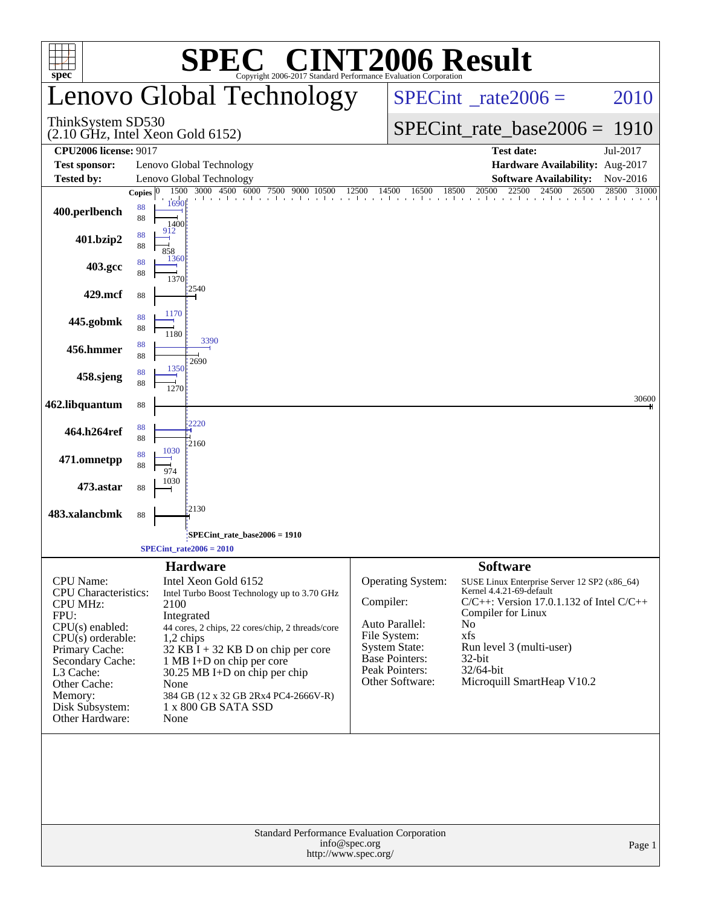# SPEC® CINT2006 Result

Copyright 2006-2017 Standard Performance Evaluation Corporation

## Lenovo Global Technology

ThinkSystem SD530
(2.10 GHz, Intel Xeon Gold 6152)

SPECint_rate2006 = 2010

SPECint_rate_base2006 = 1910

| | | | |
|---|---|---|---|
| **CPU2006 license:** 9017 | | **Test date:** | Jul-2017 |
| **Test sponsor:** | Lenovo Global Technology | **Hardware Availability:** | Aug-2017 |
| **Tested by:** | Lenovo Global Technology | **Software Availability:** | Nov-2016 |

| Benchmark | Copies (peak) | Peak | Copies (base) | Base |
|---|---|---|---|---|
| 400.perlbench | 88 | 1690 | 88 | 1400 |
| 401.bzip2 | 88 | 912 | 88 | 858 |
| 403.gcc | 88 | 1360 | 88 | 1370 |
| 429.mcf | | | 88 | 2540 |
| 445.gobmk | 88 | 1170 | 88 | 1180 |
| 456.hmmer | 88 | 3390 | 88 | 2690 |
| 458.sjeng | 88 | 1350 | 88 | 1270 |
| 462.libquantum | | | 88 | 30600 |
| 464.h264ref | 88 | 2220 | 88 | 2160 |
| 471.omnetpp | 88 | 1030 | 88 | 974 |
| 473.astar | | | 88 | 1030 |
| 483.xalancbmk | | | 88 | 2130 |

SPECint_rate_base2006 = 1910

SPECint_rate2006 = 2010

### Hardware

| | |
|---|---|
| CPU Name: | Intel Xeon Gold 6152 |
| CPU Characteristics: | Intel Turbo Boost Technology up to 3.70 GHz |
| CPU MHz: | 2100 |
| FPU: | Integrated |
| CPU(s) enabled: | 44 cores, 2 chips, 22 cores/chip, 2 threads/core |
| CPU(s) orderable: | 1,2 chips |
| Primary Cache: | 32 KB I + 32 KB D on chip per core |
| Secondary Cache: | 1 MB I+D on chip per core |
| L3 Cache: | 30.25 MB I+D on chip per chip |
| Other Cache: | None |
| Memory: | 384 GB (12 x 32 GB 2Rx4 PC4-2666V-R) |
| Disk Subsystem: | 1 x 800 GB SATA SSD |
| Other Hardware: | None |

### Software

| | |
|---|---|
| Operating System: | SUSE Linux Enterprise Server 12 SP2 (x86_64) Kernel 4.4.21-69-default |
| Compiler: | C/C++: Version 17.0.1.132 of Intel C/C++ Compiler for Linux |
| Auto Parallel: | No |
| File System: | xfs |
| System State: | Run level 3 (multi-user) |
| Base Pointers: | 32-bit |
| Peak Pointers: | 32/64-bit |
| Other Software: | Microquill SmartHeap V10.2 |

Standard Performance Evaluation Corporation
info@spec.org
http://www.spec.org/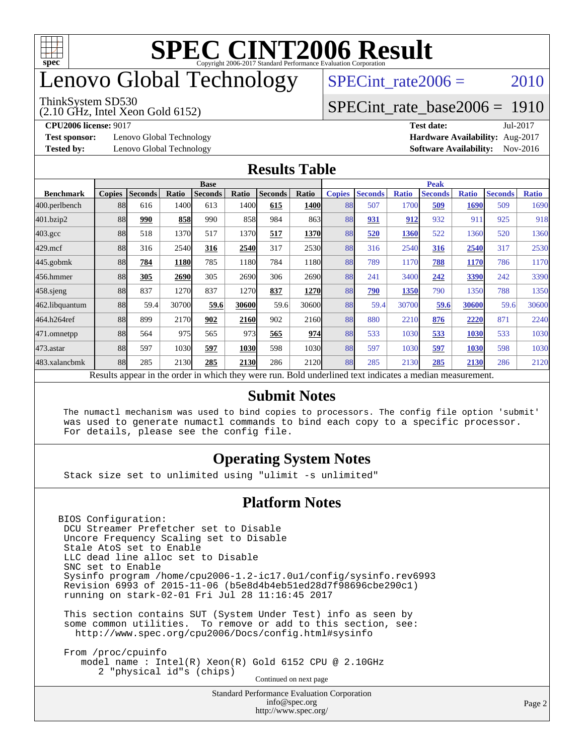# SPEC CINT2006 Result

Copyright 2006-2017 Standard Performance Evaluation Corporation

# Lenovo Global Technology

ThinkSystem SD530
(2.10 GHz, Intel Xeon Gold 6152)

SPECint_rate2006 = 2010

SPECint_rate_base2006 = 1910

**CPU2006 license:** 9017
**Test sponsor:** Lenovo Global Technology
**Tested by:** Lenovo Global Technology

**Test date:** Jul-2017
**Hardware Availability:** Aug-2017
**Software Availability:** Nov-2016

## Results Table

| | Base | | | | | | | Peak | | | | | | |
|---|---|---|---|---|---|---|---|---|---|---|---|---|---|---|
| **Benchmark** | **Copies** | **Seconds** | **Ratio** | **Seconds** | **Ratio** | **Seconds** | **Ratio** | **Copies** | **Seconds** | **Ratio** | **Seconds** | **Ratio** | **Seconds** | **Ratio** |
| 400.perlbench | 88 | 616 | 1400 | 613 | 1400 | **615** | **1400** | 88 | 507 | 1700 | **509** | **1690** | 509 | 1690 |
| 401.bzip2 | 88 | **990** | **858** | 990 | 858 | 984 | 863 | 88 | **931** | **912** | 932 | 911 | 925 | 918 |
| 403.gcc | 88 | 518 | 1370 | 517 | 1370 | **517** | **1370** | 88 | **520** | **1360** | 522 | 1360 | 520 | 1360 |
| 429.mcf | 88 | 316 | 2540 | **316** | **2540** | 317 | 2530 | 88 | 316 | 2540 | **316** | **2540** | 317 | 2530 |
| 445.gobmk | 88 | **784** | **1180** | 785 | 1180 | 784 | 1180 | 88 | 789 | 1170 | **788** | **1170** | 786 | 1170 |
| 456.hmmer | 88 | **305** | **2690** | 305 | 2690 | 306 | 2690 | 88 | 241 | 3400 | **242** | **3390** | 242 | 3390 |
| 458.sjeng | 88 | 837 | 1270 | 837 | 1270 | **837** | **1270** | 88 | **790** | **1350** | 790 | 1350 | 788 | 1350 |
| 462.libquantum | 88 | 59.4 | 30700 | **59.6** | **30600** | 59.6 | 30600 | 88 | 59.4 | 30700 | **59.6** | **30600** | 59.6 | 30600 |
| 464.h264ref | 88 | 899 | 2170 | **902** | **2160** | 902 | 2160 | 88 | 880 | 2210 | **876** | **2220** | 871 | 2240 |
| 471.omnetpp | 88 | 564 | 975 | 565 | 973 | **565** | **974** | 88 | 533 | 1030 | **533** | **1030** | 533 | 1030 |
| 473.astar | 88 | 597 | 1030 | **597** | **1030** | 598 | 1030 | 88 | 597 | 1030 | **597** | **1030** | 598 | 1030 |
| 483.xalancbmk | 88 | 285 | 2130 | **285** | **2130** | 286 | 2120 | 88 | 285 | 2130 | **285** | **2130** | 286 | 2120 |

Results appear in the order in which they were run. Bold underlined text indicates a median measurement.

## Submit Notes

```
The numactl mechanism was used to bind copies to processors. The config file option 'submit'
was used to generate numactl commands to bind each copy to a specific processor.
For details, please see the config file.
```

## Operating System Notes

```
Stack size set to unlimited using "ulimit -s unlimited"
```

## Platform Notes

```
BIOS Configuration:
 DCU Streamer Prefetcher set to Disable
 Uncore Frequency Scaling set to Disable
 Stale AtoS set to Enable
 LLC dead line alloc set to Disable
 SNC set to Enable
 Sysinfo program /home/cpu2006-1.2-ic17.0u1/config/sysinfo.rev6993
 Revision 6993 of 2015-11-06 (b5e8d4b4eb51ed28d7f98696cbe290c1)
 running on stark-02-01 Fri Jul 28 11:16:45 2017

 This section contains SUT (System Under Test) info as seen by
 some common utilities.  To remove or add to this section, see:
   http://www.spec.org/cpu2006/Docs/config.html#sysinfo

 From /proc/cpuinfo
    model name : Intel(R) Xeon(R) Gold 6152 CPU @ 2.10GHz
       2 "physical id"s (chips)
```

Continued on next page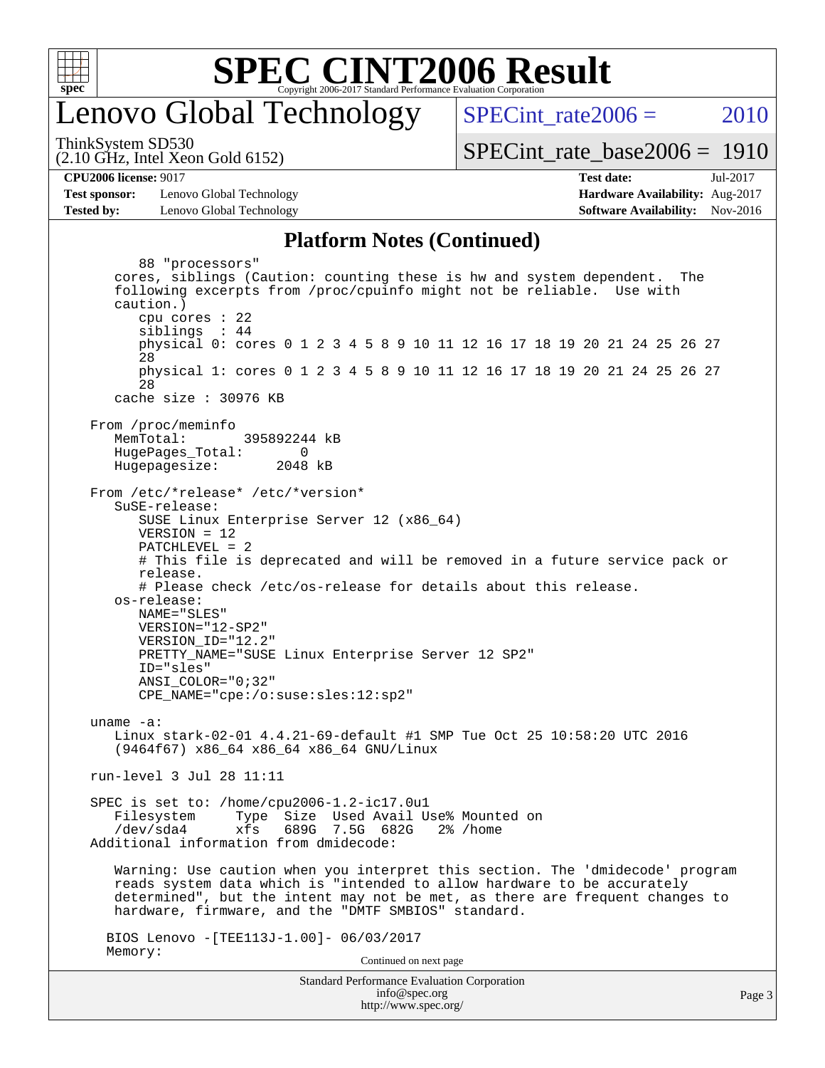## Platform Notes (Continued)

```
        88 "processors"
     cores, siblings (Caution: counting these is hw and system dependent.  The
     following excerpts from /proc/cpuinfo might not be reliable.  Use with
     caution.)
        cpu cores : 22
        siblings  : 44
        physical 0: cores 0 1 2 3 4 5 8 9 10 11 12 16 17 18 19 20 21 24 25 26 27
        28
        physical 1: cores 0 1 2 3 4 5 8 9 10 11 12 16 17 18 19 20 21 24 25 26 27
        28
     cache size : 30976 KB

  From /proc/meminfo
     MemTotal:       395892244 kB
     HugePages_Total:       0
     Hugepagesize:       2048 kB

  From /etc/*release* /etc/*version*
     SuSE-release:
        SUSE Linux Enterprise Server 12 (x86_64)
        VERSION = 12
        PATCHLEVEL = 2
        # This file is deprecated and will be removed in a future service pack or
        release.
        # Please check /etc/os-release for details about this release.
     os-release:
        NAME="SLES"
        VERSION="12-SP2"
        VERSION_ID="12.2"
        PRETTY_NAME="SUSE Linux Enterprise Server 12 SP2"
        ID="sles"
        ANSI_COLOR="0;32"
        CPE_NAME="cpe:/o:suse:sles:12:sp2"

  uname -a:
     Linux stark-02-01 4.4.21-69-default #1 SMP Tue Oct 25 10:58:20 UTC 2016
     (9464f67) x86_64 x86_64 x86_64 GNU/Linux

  run-level 3 Jul 28 11:11

  SPEC is set to: /home/cpu2006-1.2-ic17.0u1
     Filesystem     Type  Size  Used Avail Use% Mounted on
     /dev/sda4      xfs   689G  7.5G  682G   2% /home
  Additional information from dmidecode:

     Warning: Use caution when you interpret this section. The 'dmidecode' program
     reads system data which is "intended to allow hardware to be accurately
     determined", but the intent may not be met, as there are frequent changes to
     hardware, firmware, and the "DMTF SMBIOS" standard.

   BIOS Lenovo -[TEE113J-1.00]- 06/03/2017
   Memory:
```

Continued on next page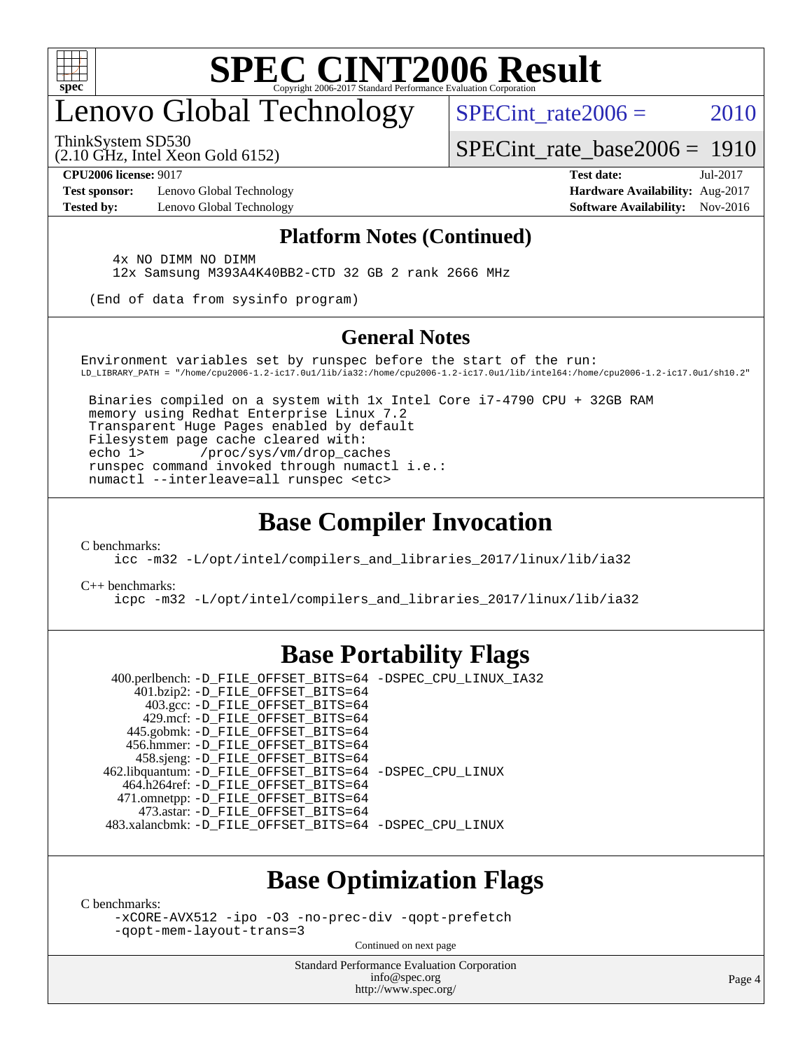# SPEC CINT2006 Result

## Lenovo Global Technology

ThinkSystem SD530
(2.10 GHz, Intel Xeon Gold 6152)

SPECint_rate2006 = 2010

SPECint_rate_base2006 = 1910

**CPU2006 license:** 9017
**Test sponsor:** Lenovo Global Technology
**Tested by:** Lenovo Global Technology

**Test date:** Jul-2017
**Hardware Availability:** Aug-2017
**Software Availability:** Nov-2016

### Platform Notes (Continued)

```
    4x NO DIMM NO DIMM
    12x Samsung M393A4K40BB2-CTD 32 GB 2 rank 2666 MHz

 (End of data from sysinfo program)
```

### General Notes

```
Environment variables set by runspec before the start of the run:
LD_LIBRARY_PATH = "/home/cpu2006-1.2-ic17.0u1/lib/ia32:/home/cpu2006-1.2-ic17.0u1/lib/intel64:/home/cpu2006-1.2-ic17.0u1/sh10.2"

 Binaries compiled on a system with 1x Intel Core i7-4790 CPU + 32GB RAM
 memory using Redhat Enterprise Linux 7.2
 Transparent Huge Pages enabled by default
 Filesystem page cache cleared with:
 echo 1>       /proc/sys/vm/drop_caches
 runspec command invoked through numactl i.e.:
 numactl --interleave=all runspec <etc>
```

## Base Compiler Invocation

C benchmarks:
```
icc -m32 -L/opt/intel/compilers_and_libraries_2017/linux/lib/ia32
```

C++ benchmarks:
```
icpc -m32 -L/opt/intel/compilers_and_libraries_2017/linux/lib/ia32
```

## Base Portability Flags

| Benchmark | Flags |
|---|---|
| 400.perlbench: | -D_FILE_OFFSET_BITS=64 -DSPEC_CPU_LINUX_IA32 |
| 401.bzip2: | -D_FILE_OFFSET_BITS=64 |
| 403.gcc: | -D_FILE_OFFSET_BITS=64 |
| 429.mcf: | -D_FILE_OFFSET_BITS=64 |
| 445.gobmk: | -D_FILE_OFFSET_BITS=64 |
| 456.hmmer: | -D_FILE_OFFSET_BITS=64 |
| 458.sjeng: | -D_FILE_OFFSET_BITS=64 |
| 462.libquantum: | -D_FILE_OFFSET_BITS=64 -DSPEC_CPU_LINUX |
| 464.h264ref: | -D_FILE_OFFSET_BITS=64 |
| 471.omnetpp: | -D_FILE_OFFSET_BITS=64 |
| 473.astar: | -D_FILE_OFFSET_BITS=64 |
| 483.xalancbmk: | -D_FILE_OFFSET_BITS=64 -DSPEC_CPU_LINUX |

## Base Optimization Flags

C benchmarks:
```
-xCORE-AVX512 -ipo -O3 -no-prec-div -qopt-prefetch
-qopt-mem-layout-trans=3
```

Continued on next page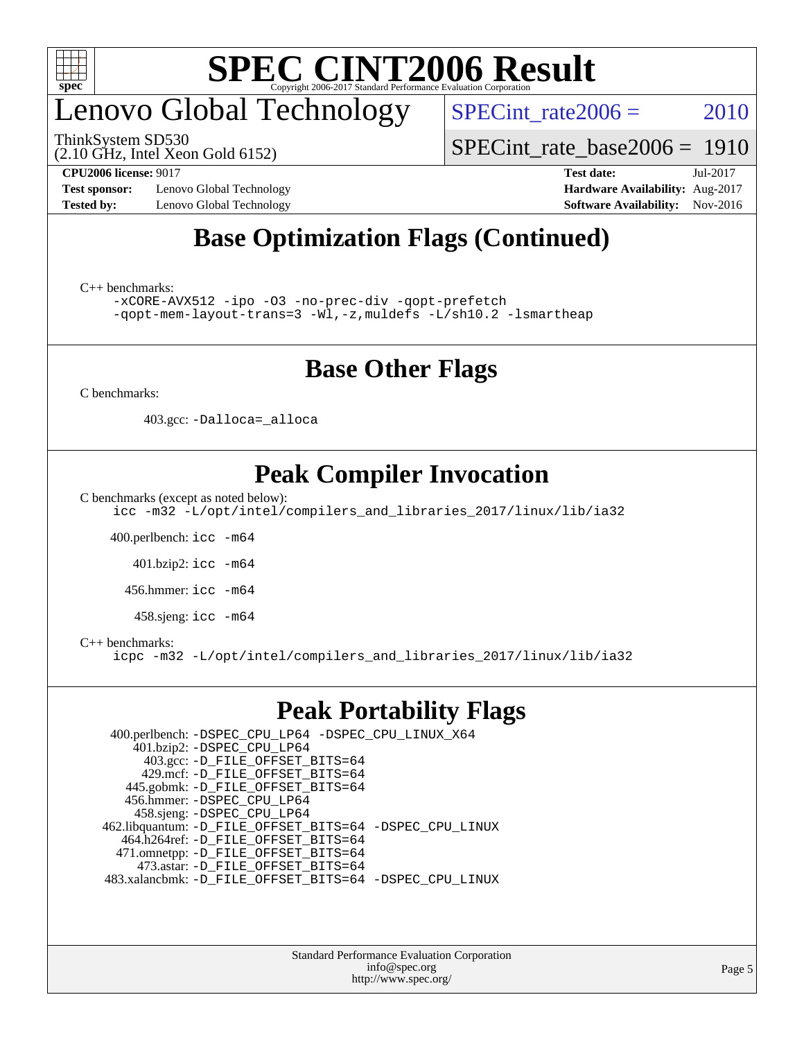# Lenovo Global Technology

ThinkSystem SD530
(2.10 GHz, Intel Xeon Gold 6152)

SPECint_rate2006 = 2010

SPECint_rate_base2006 = 1910

**CPU2006 license:** 9017
**Test sponsor:** Lenovo Global Technology
**Tested by:** Lenovo Global Technology

**Test date:** Jul-2017
**Hardware Availability:** Aug-2017
**Software Availability:** Nov-2016

## Base Optimization Flags (Continued)

C++ benchmarks:

```
-xCORE-AVX512 -ipo -O3 -no-prec-div -qopt-prefetch
-qopt-mem-layout-trans=3 -Wl,-z,muldefs -L/sh10.2 -lsmartheap
```

## Base Other Flags

C benchmarks:

403.gcc: `-Dalloca=_alloca`

## Peak Compiler Invocation

C benchmarks (except as noted below):

```
icc -m32 -L/opt/intel/compilers_and_libraries_2017/linux/lib/ia32
```

400.perlbench: `icc -m64`

401.bzip2: `icc -m64`

456.hmmer: `icc -m64`

458.sjeng: `icc -m64`

C++ benchmarks:

```
icpc -m32 -L/opt/intel/compilers_and_libraries_2017/linux/lib/ia32
```

## Peak Portability Flags

400.perlbench: `-DSPEC_CPU_LP64 -DSPEC_CPU_LINUX_X64`
401.bzip2: `-DSPEC_CPU_LP64`
403.gcc: `-D_FILE_OFFSET_BITS=64`
429.mcf: `-D_FILE_OFFSET_BITS=64`
445.gobmk: `-D_FILE_OFFSET_BITS=64`
456.hmmer: `-DSPEC_CPU_LP64`
458.sjeng: `-DSPEC_CPU_LP64`
462.libquantum: `-D_FILE_OFFSET_BITS=64 -DSPEC_CPU_LINUX`
464.h264ref: `-D_FILE_OFFSET_BITS=64`
471.omnetpp: `-D_FILE_OFFSET_BITS=64`
473.astar: `-D_FILE_OFFSET_BITS=64`
483.xalancbmk: `-D_FILE_OFFSET_BITS=64 -DSPEC_CPU_LINUX`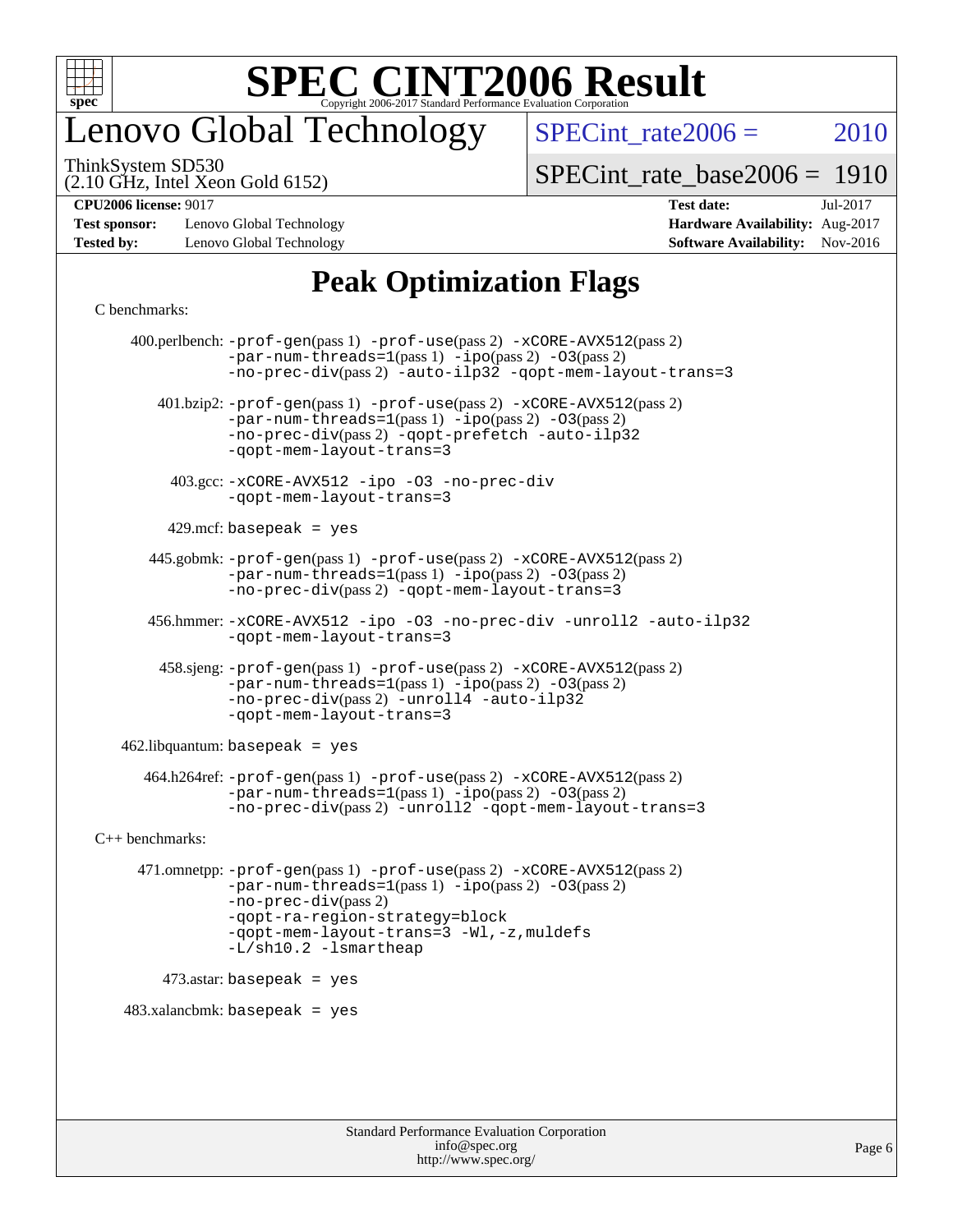# Lenovo Global Technology

ThinkSystem SD530
(2.10 GHz, Intel Xeon Gold 6152)

SPECint_rate2006 = 2010

SPECint_rate_base2006 = 1910

**CPU2006 license:** 9017
**Test sponsor:** Lenovo Global Technology
**Tested by:** Lenovo Global Technology

**Test date:** Jul-2017
**Hardware Availability:** Aug-2017
**Software Availability:** Nov-2016

## Peak Optimization Flags

C benchmarks:

400.perlbench: -prof-gen(pass 1) -prof-use(pass 2) -xCORE-AVX512(pass 2) -par-num-threads=1(pass 1) -ipo(pass 2) -O3(pass 2) -no-prec-div(pass 2) -auto-ilp32 -qopt-mem-layout-trans=3

401.bzip2: -prof-gen(pass 1) -prof-use(pass 2) -xCORE-AVX512(pass 2) -par-num-threads=1(pass 1) -ipo(pass 2) -O3(pass 2) -no-prec-div(pass 2) -qopt-prefetch -auto-ilp32 -qopt-mem-layout-trans=3

403.gcc: -xCORE-AVX512 -ipo -O3 -no-prec-div -qopt-mem-layout-trans=3

429.mcf: basepeak = yes

445.gobmk: -prof-gen(pass 1) -prof-use(pass 2) -xCORE-AVX512(pass 2) -par-num-threads=1(pass 1) -ipo(pass 2) -O3(pass 2) -no-prec-div(pass 2) -qopt-mem-layout-trans=3

456.hmmer: -xCORE-AVX512 -ipo -O3 -no-prec-div -unroll2 -auto-ilp32 -qopt-mem-layout-trans=3

458.sjeng: -prof-gen(pass 1) -prof-use(pass 2) -xCORE-AVX512(pass 2) -par-num-threads=1(pass 1) -ipo(pass 2) -O3(pass 2) -no-prec-div(pass 2) -unroll4 -auto-ilp32 -qopt-mem-layout-trans=3

462.libquantum: basepeak = yes

464.h264ref: -prof-gen(pass 1) -prof-use(pass 2) -xCORE-AVX512(pass 2) -par-num-threads=1(pass 1) -ipo(pass 2) -O3(pass 2) -no-prec-div(pass 2) -unroll2 -qopt-mem-layout-trans=3

C++ benchmarks:

471.omnetpp: -prof-gen(pass 1) -prof-use(pass 2) -xCORE-AVX512(pass 2) -par-num-threads=1(pass 1) -ipo(pass 2) -O3(pass 2) -no-prec-div(pass 2) -qopt-ra-region-strategy=block -qopt-mem-layout-trans=3 -Wl,-z,muldefs -L/sh10.2 -lsmartheap

473.astar: basepeak = yes

483.xalancbmk: basepeak = yes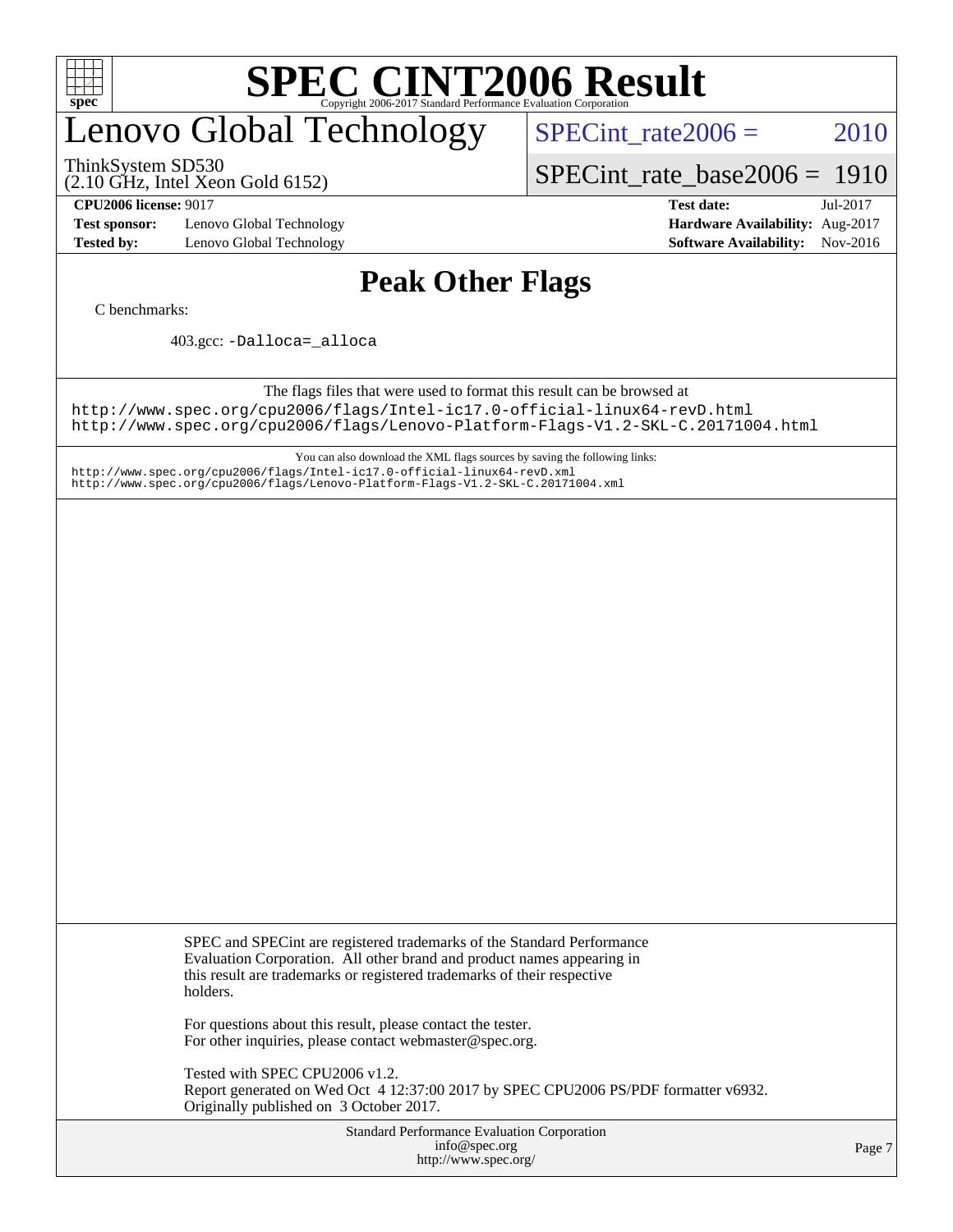# Peak Other Flags

C benchmarks:

403.gcc: -Dalloca=_alloca

The flags files that were used to format this result can be browsed at
http://www.spec.org/cpu2006/flags/Intel-ic17.0-official-linux64-revD.html
http://www.spec.org/cpu2006/flags/Lenovo-Platform-Flags-V1.2-SKL-C.20171004.html

You can also download the XML flags sources by saving the following links:
http://www.spec.org/cpu2006/flags/Intel-ic17.0-official-linux64-revD.xml
http://www.spec.org/cpu2006/flags/Lenovo-Platform-Flags-V1.2-SKL-C.20171004.xml

SPEC and SPECint are registered trademarks of the Standard Performance Evaluation Corporation. All other brand and product names appearing in this result are trademarks or registered trademarks of their respective holders.

For questions about this result, please contact the tester.
For other inquiries, please contact webmaster@spec.org.

Tested with SPEC CPU2006 v1.2.
Report generated on Wed Oct 4 12:37:00 2017 by SPEC CPU2006 PS/PDF formatter v6932.
Originally published on 3 October 2017.